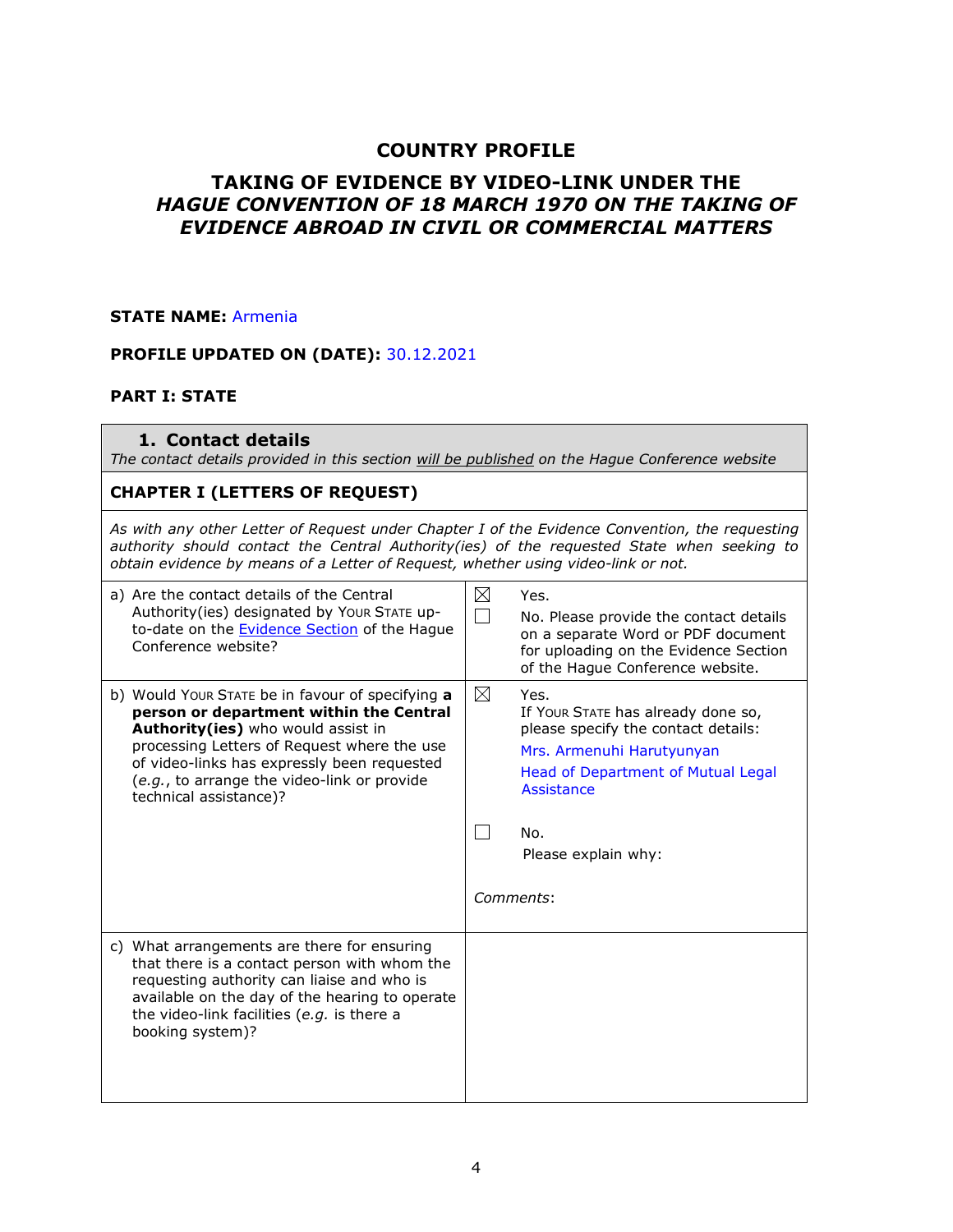# COUNTRY PROFILE

## TAKING OF EVIDENCE BY VIDEO-LINK UNDER THE *HAGUE CONVENTION OF 18 MARCH 1970 ON THE TAKING OF EVIDENCE ABROAD IN CIVIL OR COMMERCIAL MATTERS*

**STATE NAME:** Armenia

**PROFILE UPDATED ON (DATE):** 30.12.2021

**PART I: STATE**

| **1. Contact details** *The contact details provided in this section will be published on the Hague Conference website* | |
|---|---|
| **CHAPTER I (LETTERS OF REQUEST)** | |
| *As with any other Letter of Request under Chapter I of the Evidence Convention, the requesting authority should contact the Central Authority(ies) of the requested State when seeking to obtain evidence by means of a Letter of Request, whether using video-link or not.* | |
| a) Are the contact details of the Central Authority(ies) designated by YOUR STATE up-to-date on the Evidence Section of the Hague Conference website? | ☒ Yes.<br>☐ No. Please provide the contact details on a separate Word or PDF document for uploading on the Evidence Section of the Hague Conference website. |
| b) Would YOUR STATE be in favour of specifying **a person or department within the Central Authority(ies)** who would assist in processing Letters of Request where the use of video-links has expressly been requested (*e.g.*, to arrange the video-link or provide technical assistance)? | ☒ Yes. If YOUR STATE has already done so, please specify the contact details:<br>Mrs. Armenuhi Harutyunyan<br>Head of Department of Mutual Legal Assistance<br><br>☐ No. Please explain why:<br><br>*Comments*: |
| c) What arrangements are there for ensuring that there is a contact person with whom the requesting authority can liaise and who is available on the day of the hearing to operate the video-link facilities (*e.g.* is there a booking system)? | |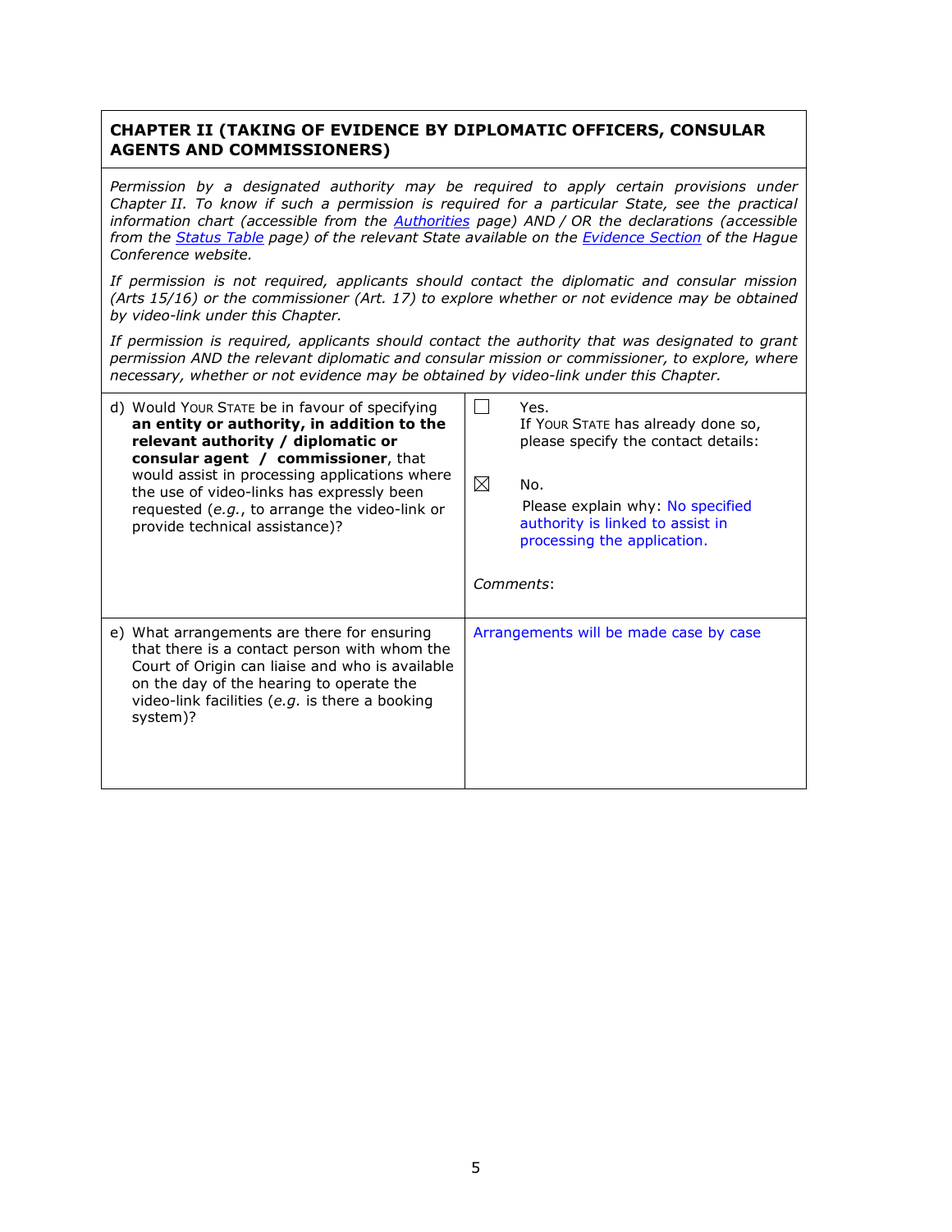## CHAPTER II (TAKING OF EVIDENCE BY DIPLOMATIC OFFICERS, CONSULAR AGENTS AND COMMISSIONERS)

*Permission by a designated authority may be required to apply certain provisions under Chapter II. To know if such a permission is required for a particular State, see the practical information chart (accessible from the [Authorities](#) page) AND / OR the declarations (accessible from the [Status Table](#) page) of the relevant State available on the [Evidence Section](#) of the Hague Conference website.*

*If permission is not required, applicants should contact the diplomatic and consular mission (Arts 15/16) or the commissioner (Art. 17) to explore whether or not evidence may be obtained by video-link under this Chapter.*

*If permission is required, applicants should contact the authority that was designated to grant permission AND the relevant diplomatic and consular mission or commissioner, to explore, where necessary, whether or not evidence may be obtained by video-link under this Chapter.*

| Question | Response |
| --- | --- |
| d) Would YOUR STATE be in favour of specifying **an entity or authority, in addition to the relevant authority / diplomatic or consular agent / commissioner**, that would assist in processing applications where the use of video-links has expressly been requested (*e.g.*, to arrange the video-link or provide technical assistance)? | ☐ Yes. If YOUR STATE has already done so, please specify the contact details:<br><br>☒ No. Please explain why: No specified authority is linked to assist in processing the application.<br><br>*Comments*: |
| e) What arrangements are there for ensuring that there is a contact person with whom the Court of Origin can liaise and who is available on the day of the hearing to operate the video-link facilities (*e.g.* is there a booking system)? | Arrangements will be made case by case |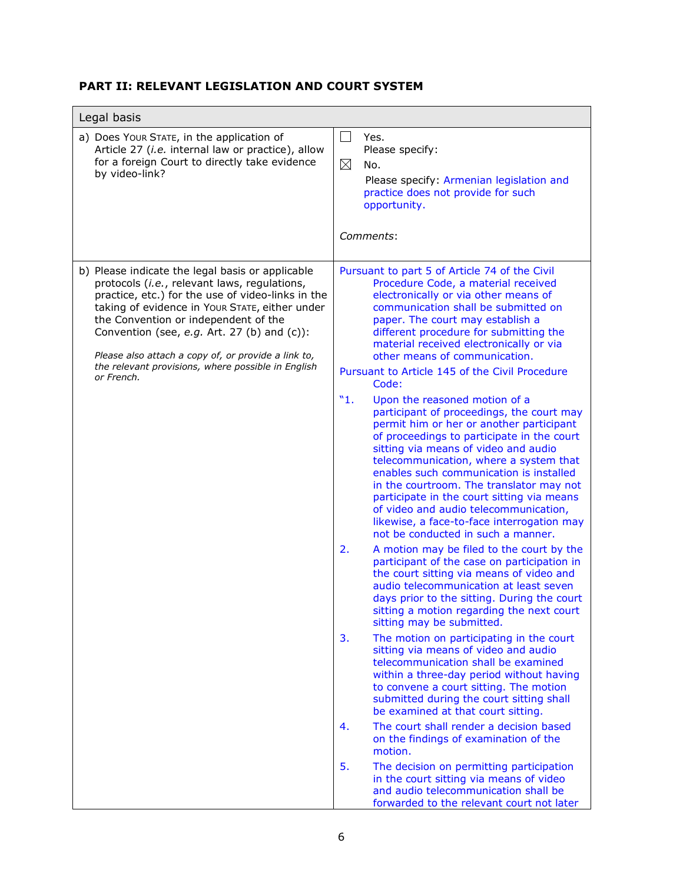## PART II: RELEVANT LEGISLATION AND COURT SYSTEM

| Legal basis | |
|---|---|
| a) Does Your State, in the application of Article 27 (*i.e.* internal law or practice), allow for a foreign Court to directly take evidence by video-link? | ☐ Yes.<br>Please specify:<br>☒ No.<br>Please specify: Armenian legislation and practice does not provide for such opportunity.<br><br>*Comments*: |
| b) Please indicate the legal basis or applicable protocols (*i.e.*, relevant laws, regulations, practice, etc.) for the use of video-links in the taking of evidence in Your State, either under the Convention or independent of the Convention (see, *e.g.* Art. 27 (b) and (c)):<br><br>*Please also attach a copy of, or provide a link to, the relevant provisions, where possible in English or French.* | Pursuant to part 5 of Article 74 of the Civil Procedure Code, a material received electronically or via other means of communication shall be submitted on paper. The court may establish a different procedure for submitting the material received electronically or via other means of communication.<br><br>Pursuant to Article 145 of the Civil Procedure Code:<br><br>"1. Upon the reasoned motion of a participant of proceedings, the court may permit him or her or another participant of proceedings to participate in the court sitting via means of video and audio telecommunication, where a system that enables such communication is installed in the courtroom. The translator may not participate in the court sitting via means of video and audio telecommunication, likewise, a face-to-face interrogation may not be conducted in such a manner.<br><br>2. A motion may be filed to the court by the participant of the case on participation in the court sitting via means of video and audio telecommunication at least seven days prior to the sitting. During the court sitting a motion regarding the next court sitting may be submitted.<br><br>3. The motion on participating in the court sitting via means of video and audio telecommunication shall be examined within a three-day period without having to convene a court sitting. The motion submitted during the court sitting shall be examined at that court sitting.<br><br>4. The court shall render a decision based on the findings of examination of the motion.<br><br>5. The decision on permitting participation in the court sitting via means of video and audio telecommunication shall be forwarded to the relevant court not later |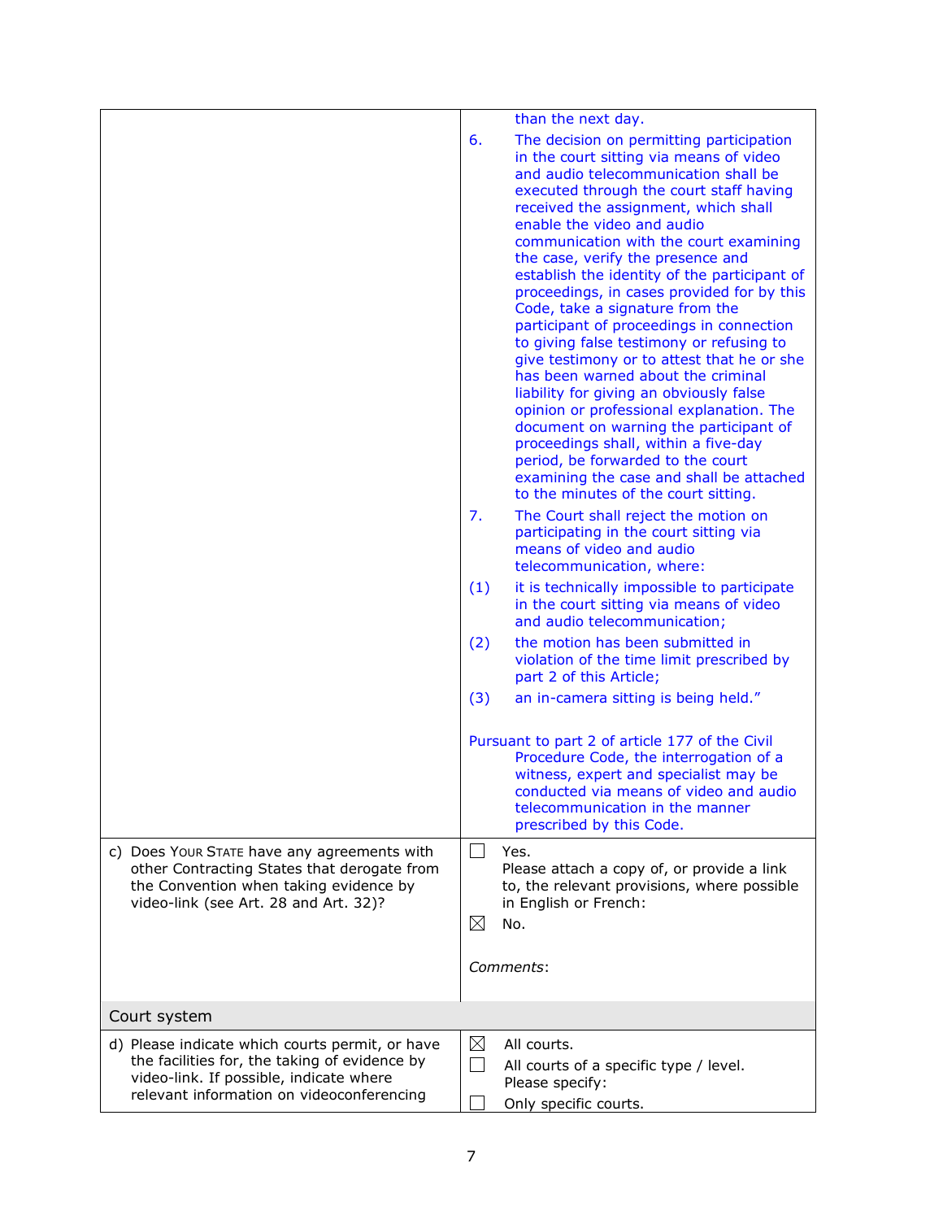| | |
|---|---|
| | than the next day.<br>6. The decision on permitting participation in the court sitting via means of video and audio telecommunication shall be executed through the court staff having received the assignment, which shall enable the video and audio communication with the court examining the case, verify the presence and establish the identity of the participant of proceedings, in cases provided for by this Code, take a signature from the participant of proceedings in connection to giving false testimony or refusing to give testimony or to attest that he or she has been warned about the criminal liability for giving an obviously false opinion or professional explanation. The document on warning the participant of proceedings shall, within a five-day period, be forwarded to the court examining the case and shall be attached to the minutes of the court sitting.<br>7. The Court shall reject the motion on participating in the court sitting via means of video and audio telecommunication, where:<br>(1) it is technically impossible to participate in the court sitting via means of video and audio telecommunication;<br>(2) the motion has been submitted in violation of the time limit prescribed by part 2 of this Article;<br>(3) an in-camera sitting is being held."<br><br>Pursuant to part 2 of article 177 of the Civil Procedure Code, the interrogation of a witness, expert and specialist may be conducted via means of video and audio telecommunication in the manner prescribed by this Code. |
| c) Does YOUR STATE have any agreements with other Contracting States that derogate from the Convention when taking evidence by video-link (see Art. 28 and Art. 32)? | ☐ Yes.<br>Please attach a copy of, or provide a link to, the relevant provisions, where possible in English or French:<br>☒ No.<br><br>*Comments*: |
| **Court system** | |
| d) Please indicate which courts permit, or have the facilities for, the taking of evidence by video-link. If possible, indicate where relevant information on videoconferencing | ☒ All courts.<br>☐ All courts of a specific type / level. Please specify:<br>☐ Only specific courts. |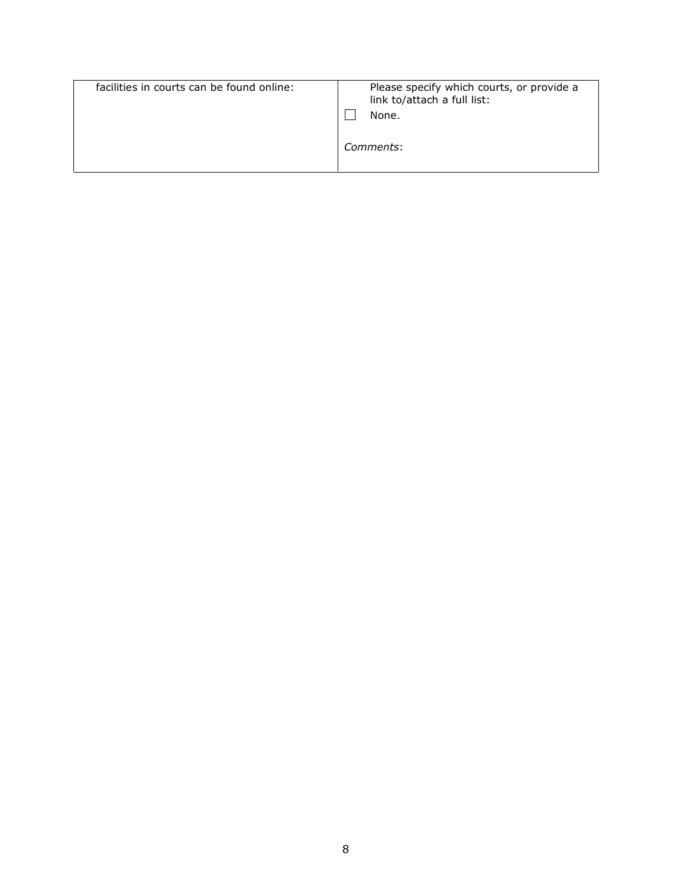| facilities in courts can be found online: | Please specify which courts, or provide a link to/attach a full list:<br>☐ None.<br><br>*Comments*: |
|---|---|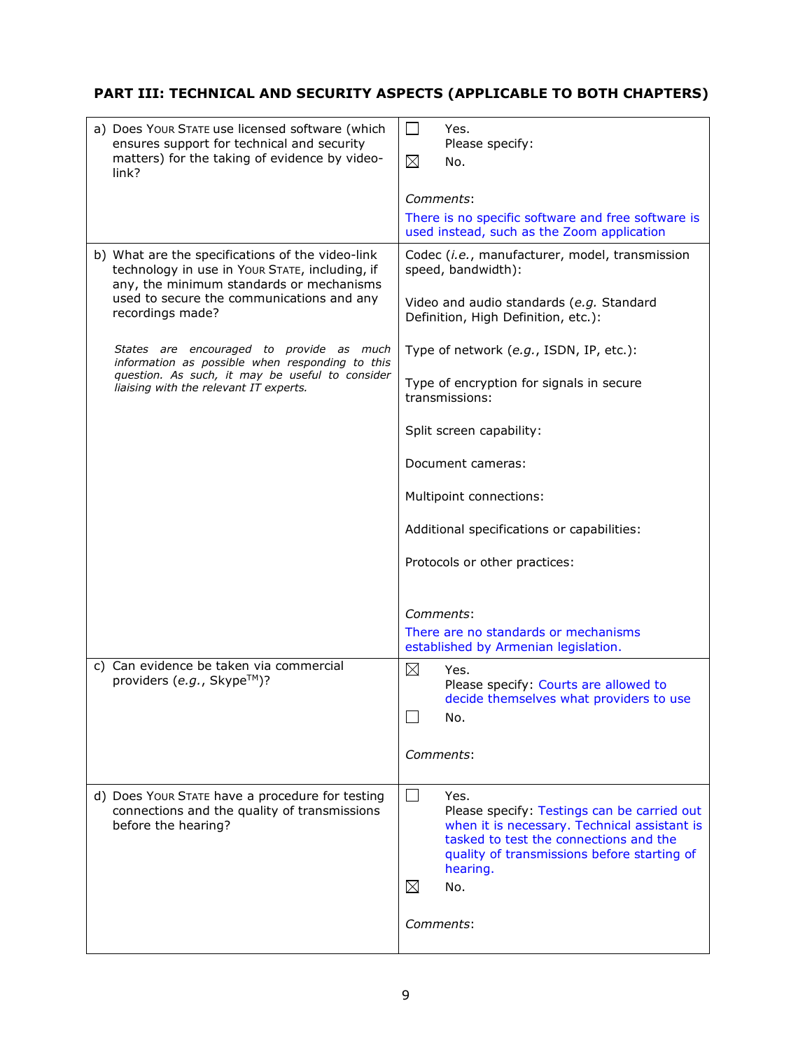## PART III: TECHNICAL AND SECURITY ASPECTS (APPLICABLE TO BOTH CHAPTERS)

| | |
|---|---|
| a) Does YOUR STATE use licensed software (which ensures support for technical and security matters) for the taking of evidence by video-link? | ☐ Yes.<br>Please specify:<br>☒ No.<br><br>*Comments*:<br>There is no specific software and free software is used instead, such as the Zoom application |
| b) What are the specifications of the video-link technology in use in YOUR STATE, including, if any, the minimum standards or mechanisms used to secure the communications and any recordings made?<br><br>*States are encouraged to provide as much information as possible when responding to this question. As such, it may be useful to consider liaising with the relevant IT experts.* | Codec (*i.e.*, manufacturer, model, transmission speed, bandwidth):<br><br>Video and audio standards (*e.g.* Standard Definition, High Definition, etc.):<br><br>Type of network (*e.g.*, ISDN, IP, etc.):<br><br>Type of encryption for signals in secure transmissions:<br><br>Split screen capability:<br><br>Document cameras:<br><br>Multipoint connections:<br><br>Additional specifications or capabilities:<br><br>Protocols or other practices:<br><br>*Comments*:<br>There are no standards or mechanisms established by Armenian legislation. |
| c) Can evidence be taken via commercial providers (*e.g.*, Skype™)? | ☒ Yes.<br>Please specify: Courts are allowed to decide themselves what providers to use<br>☐ No.<br><br>*Comments*: |
| d) Does YOUR STATE have a procedure for testing connections and the quality of transmissions before the hearing? | ☐ Yes.<br>Please specify: Testings can be carried out when it is necessary. Technical assistant is tasked to test the connections and the quality of transmissions before starting of hearing.<br>☒ No.<br><br>*Comments*: |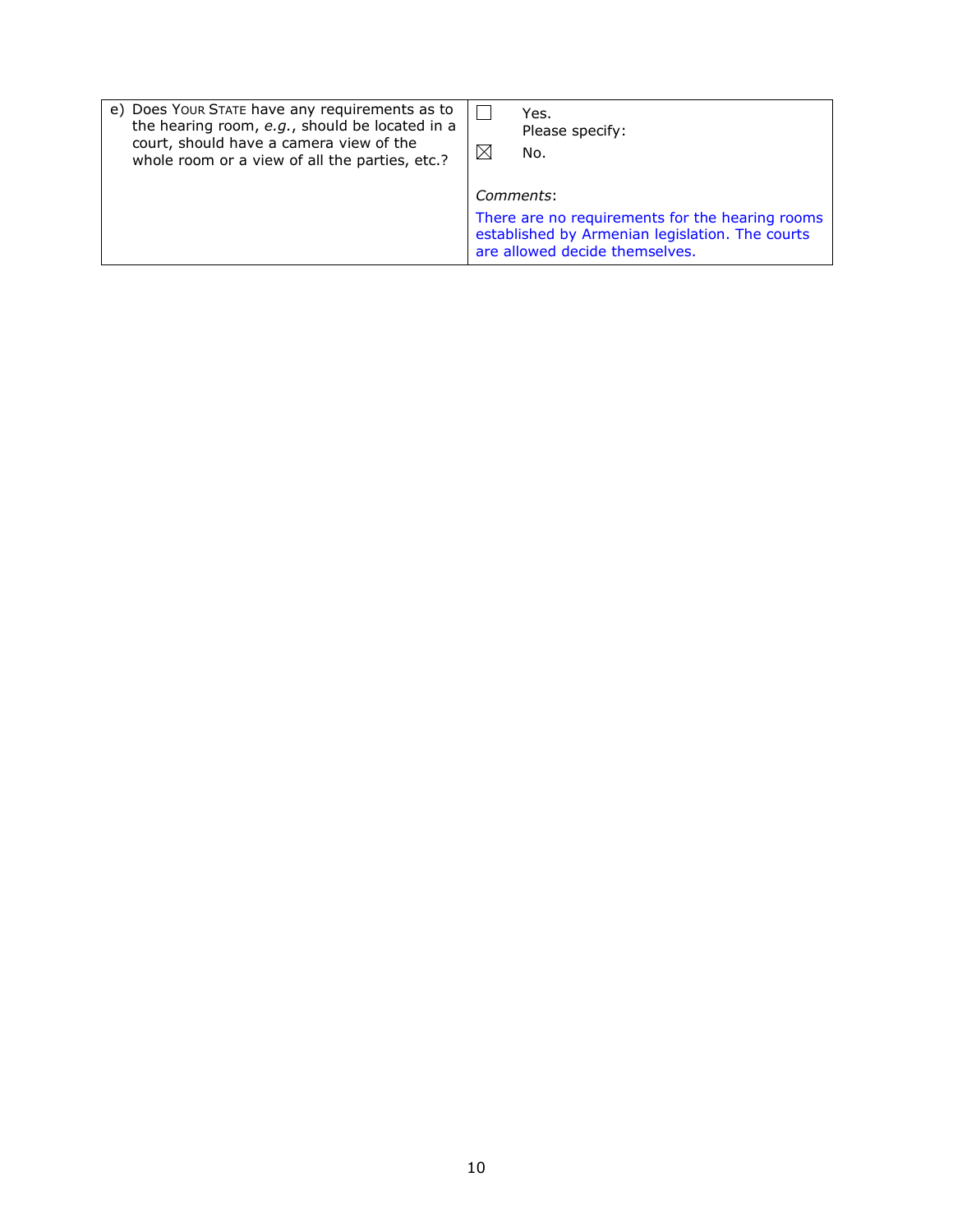| e) Does YOUR STATE have any requirements as to the hearing room, *e.g.*, should be located in a court, should have a camera view of the whole room or a view of all the parties, etc.? | ☐ Yes. Please specify:<br>☒ No.<br><br>*Comments*:<br>There are no requirements for the hearing rooms established by Armenian legislation. The courts are allowed decide themselves. |
| --- | --- |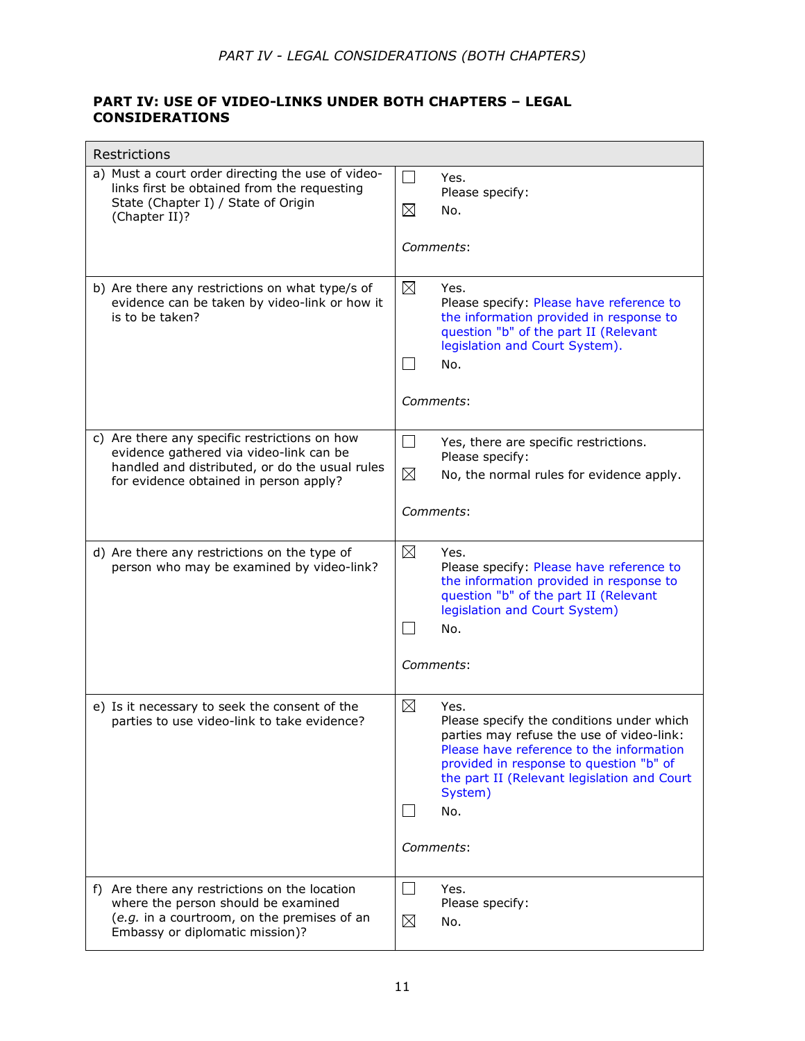## PART IV: USE OF VIDEO-LINKS UNDER BOTH CHAPTERS – LEGAL CONSIDERATIONS

| Restrictions | |
|---|---|
| a) Must a court order directing the use of video-links first be obtained from the requesting State (Chapter I) / State of Origin (Chapter II)? | ☐ Yes. Please specify:<br>☒ No.<br><br>*Comments*: |
| b) Are there any restrictions on what type/s of evidence can be taken by video-link or how it is to be taken? | ☒ Yes. Please specify: Please have reference to the information provided in response to question "b" of the part II (Relevant legislation and Court System).<br>☐ No.<br><br>*Comments*: |
| c) Are there any specific restrictions on how evidence gathered via video-link can be handled and distributed, or do the usual rules for evidence obtained in person apply? | ☐ Yes, there are specific restrictions. Please specify:<br>☒ No, the normal rules for evidence apply.<br><br>*Comments*: |
| d) Are there any restrictions on the type of person who may be examined by video-link? | ☒ Yes. Please specify: Please have reference to the information provided in response to question "b" of the part II (Relevant legislation and Court System)<br>☐ No.<br><br>*Comments*: |
| e) Is it necessary to seek the consent of the parties to use video-link to take evidence? | ☒ Yes. Please specify the conditions under which parties may refuse the use of video-link: Please have reference to the information provided in response to question "b" of the part II (Relevant legislation and Court System)<br>☐ No.<br><br>*Comments*: |
| f) Are there any restrictions on the location where the person should be examined (*e.g.* in a courtroom, on the premises of an Embassy or diplomatic mission)? | ☐ Yes. Please specify:<br>☒ No. |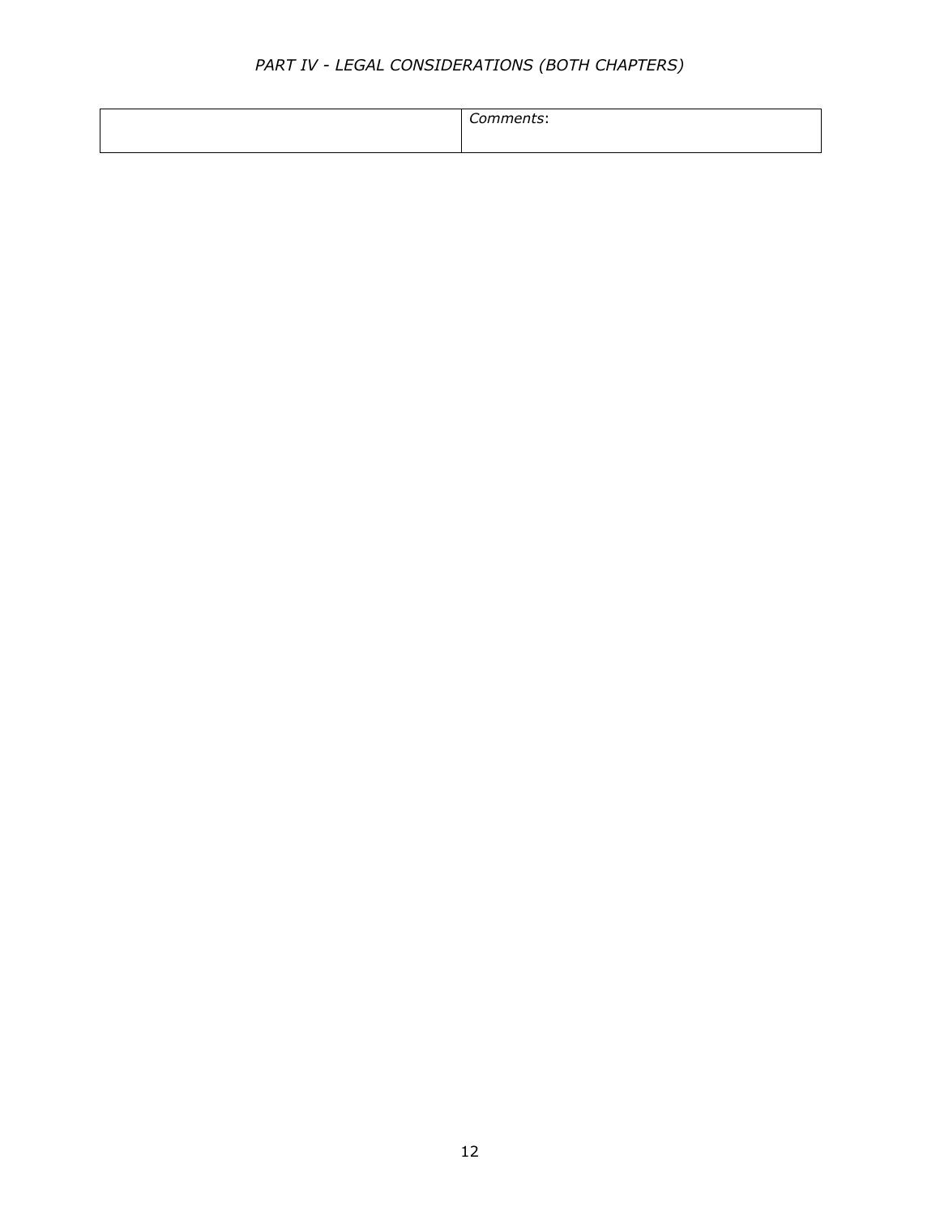*PART IV - LEGAL CONSIDERATIONS (BOTH CHAPTERS)*

| | *Comments*: |
|---|---|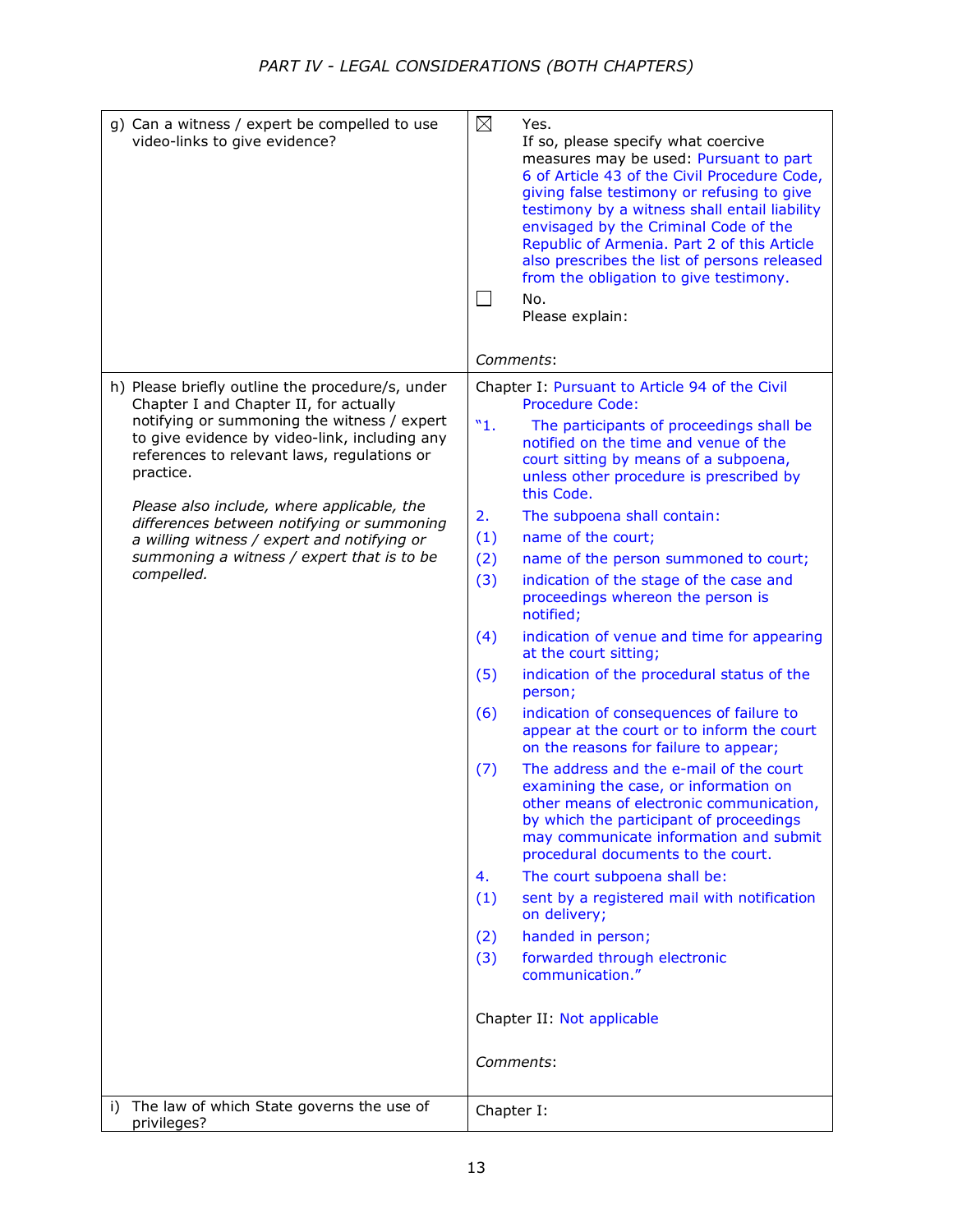| | |
|---|---|
| g) Can a witness / expert be compelled to use video-links to give evidence? | ☒ Yes.<br>If so, please specify what coercive measures may be used: Pursuant to part 6 of Article 43 of the Civil Procedure Code, giving false testimony or refusing to give testimony by a witness shall entail liability envisaged by the Criminal Code of the Republic of Armenia. Part 2 of this Article also prescribes the list of persons released from the obligation to give testimony.<br>☐ No.<br>Please explain:<br><br>*Comments*: |
| h) Please briefly outline the procedure/s, under Chapter I and Chapter II, for actually notifying or summoning the witness / expert to give evidence by video-link, including any references to relevant laws, regulations or practice.<br><br>*Please also include, where applicable, the differences between notifying or summoning a willing witness / expert and notifying or summoning a witness / expert that is to be compelled.* | Chapter I: Pursuant to Article 94 of the Civil Procedure Code:<br>"1. The participants of proceedings shall be notified on the time and venue of the court sitting by means of a subpoena, unless other procedure is prescribed by this Code.<br>2. The subpoena shall contain:<br>(1) name of the court;<br>(2) name of the person summoned to court;<br>(3) indication of the stage of the case and proceedings whereon the person is notified;<br>(4) indication of venue and time for appearing at the court sitting;<br>(5) indication of the procedural status of the person;<br>(6) indication of consequences of failure to appear at the court or to inform the court on the reasons for failure to appear;<br>(7) The address and the e-mail of the court examining the case, or information on other means of electronic communication, by which the participant of proceedings may communicate information and submit procedural documents to the court.<br>4. The court subpoena shall be:<br>(1) sent by a registered mail with notification on delivery;<br>(2) handed in person;<br>(3) forwarded through electronic communication."<br><br>Chapter II: Not applicable<br><br>*Comments*: |
| i) The law of which State governs the use of privileges? | Chapter I: |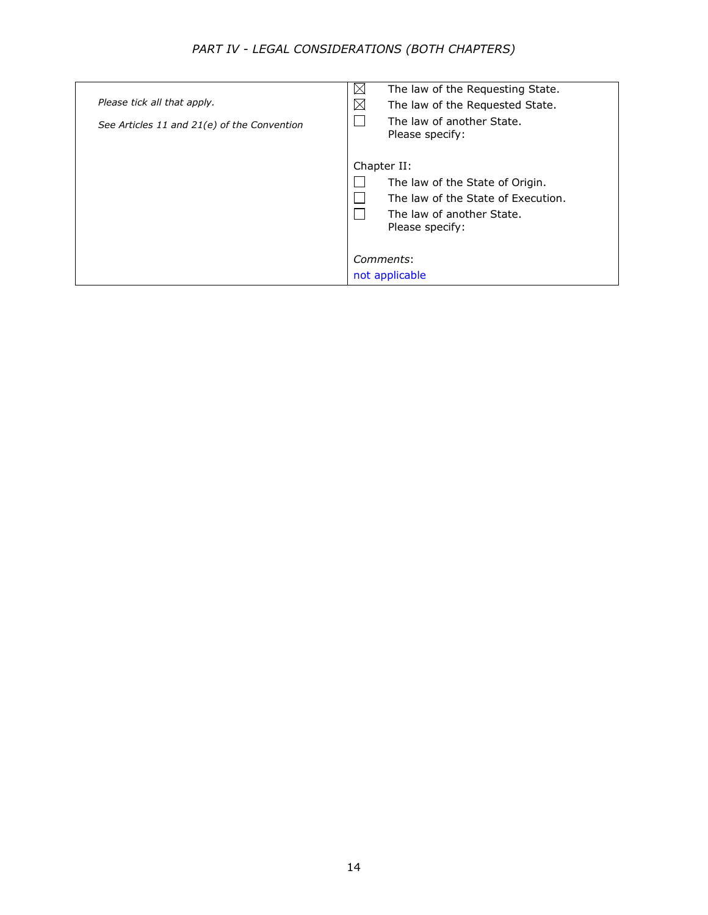*PART IV - LEGAL CONSIDERATIONS (BOTH CHAPTERS)*

| | |
|---|---|
| *Please tick all that apply.*<br><br>*See Articles 11 and 21(e) of the Convention* | ☒ The law of the Requesting State.<br>☒ The law of the Requested State.<br>☐ The law of another State.<br>Please specify:<br><br>Chapter II:<br>☐ The law of the State of Origin.<br>☐ The law of the State of Execution.<br>☐ The law of another State.<br>Please specify:<br><br>*Comments*:<br>not applicable |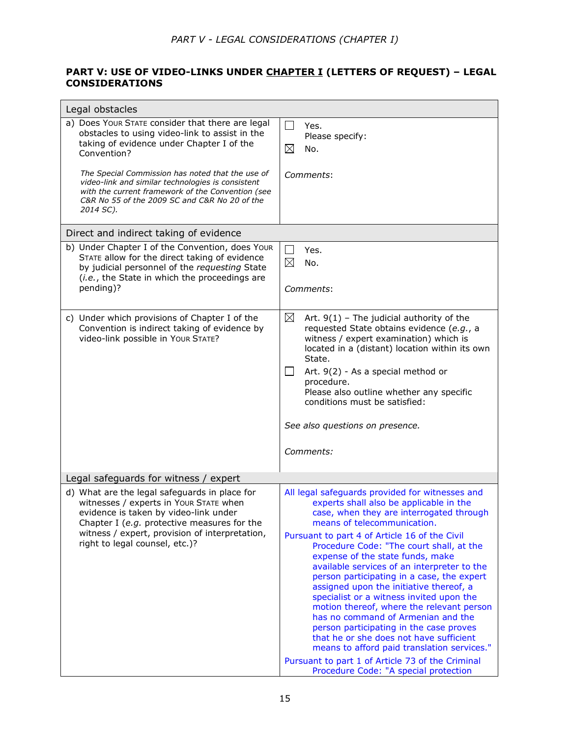## PART V: USE OF VIDEO-LINKS UNDER CHAPTER I (LETTERS OF REQUEST) – LEGAL CONSIDERATIONS

| Legal obstacles | |
|---|---|
| a) Does YOUR STATE consider that there are legal obstacles to using video-link to assist in the taking of evidence under Chapter I of the Convention?<br><br>*The Special Commission has noted that the use of video-link and similar technologies is consistent with the current framework of the Convention (see C&R No 55 of the 2009 SC and C&R No 20 of the 2014 SC).* | ☐ Yes.<br>Please specify:<br>☒ No.<br><br>*Comments*: |
| **Direct and indirect taking of evidence** | |
| b) Under Chapter I of the Convention, does YOUR STATE allow for the direct taking of evidence by judicial personnel of the *requesting* State (*i.e.*, the State in which the proceedings are pending)? | ☐ Yes.<br>☒ No.<br><br>*Comments*: |
| c) Under which provisions of Chapter I of the Convention is indirect taking of evidence by video-link possible in YOUR STATE? | ☒ Art. 9(1) – The judicial authority of the requested State obtains evidence (*e.g.*, a witness / expert examination) which is located in a (distant) location within its own State.<br>☐ Art. 9(2) - As a special method or procedure.<br>Please also outline whether any specific conditions must be satisfied:<br><br>*See also questions on presence.*<br><br>*Comments:* |
| **Legal safeguards for witness / expert** | |
| d) What are the legal safeguards in place for witnesses / experts in YOUR STATE when evidence is taken by video-link under Chapter I (*e.g.* protective measures for the witness / expert, provision of interpretation, right to legal counsel, etc.)? | All legal safeguards provided for witnesses and experts shall also be applicable in the case, when they are interrogated through means of telecommunication.<br>Pursuant to part 4 of Article 16 of the Civil Procedure Code: "The court shall, at the expense of the state funds, make available services of an interpreter to the person participating in a case, the expert assigned upon the initiative thereof, a specialist or a witness invited upon the motion thereof, where the relevant person has no command of Armenian and the person participating in the case proves that he or she does not have sufficient means to afford paid translation services."<br>Pursuant to part 1 of Article 73 of the Criminal Procedure Code: "A special protection |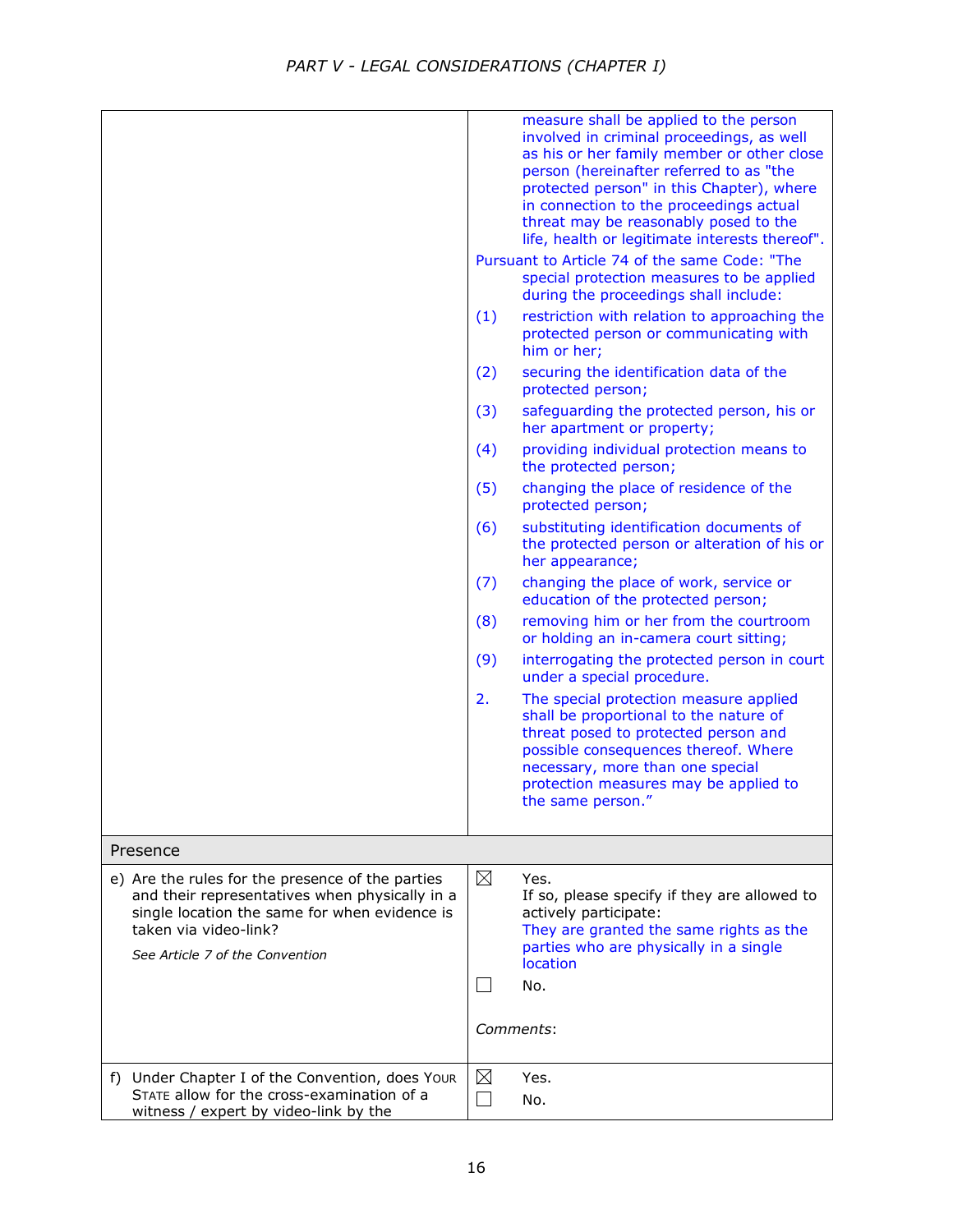| | |
|---|---|
| | measure shall be applied to the person involved in criminal proceedings, as well as his or her family member or other close person (hereinafter referred to as "the protected person" in this Chapter), where in connection to the proceedings actual threat may be reasonably posed to the life, health or legitimate interests thereof".<br>Pursuant to Article 74 of the same Code: "The special protection measures to be applied during the proceedings shall include:<br>(1) restriction with relation to approaching the protected person or communicating with him or her;<br>(2) securing the identification data of the protected person;<br>(3) safeguarding the protected person, his or her apartment or property;<br>(4) providing individual protection means to the protected person;<br>(5) changing the place of residence of the protected person;<br>(6) substituting identification documents of the protected person or alteration of his or her appearance;<br>(7) changing the place of work, service or education of the protected person;<br>(8) removing him or her from the courtroom or holding an in-camera court sitting;<br>(9) interrogating the protected person in court under a special procedure.<br>2. The special protection measure applied shall be proportional to the nature of threat posed to protected person and possible consequences thereof. Where necessary, more than one special protection measures may be applied to the same person." |
| **Presence** | |
| e) Are the rules for the presence of the parties and their representatives when physically in a single location the same for when evidence is taken via video-link?<br>*See Article 7 of the Convention* | ☒ Yes.<br>If so, please specify if they are allowed to actively participate:<br>They are granted the same rights as the parties who are physically in a single location<br>☐ No.<br><br>*Comments*: |
| f) Under Chapter I of the Convention, does YOUR STATE allow for the cross-examination of a witness / expert by video-link by the | ☒ Yes.<br>☐ No. |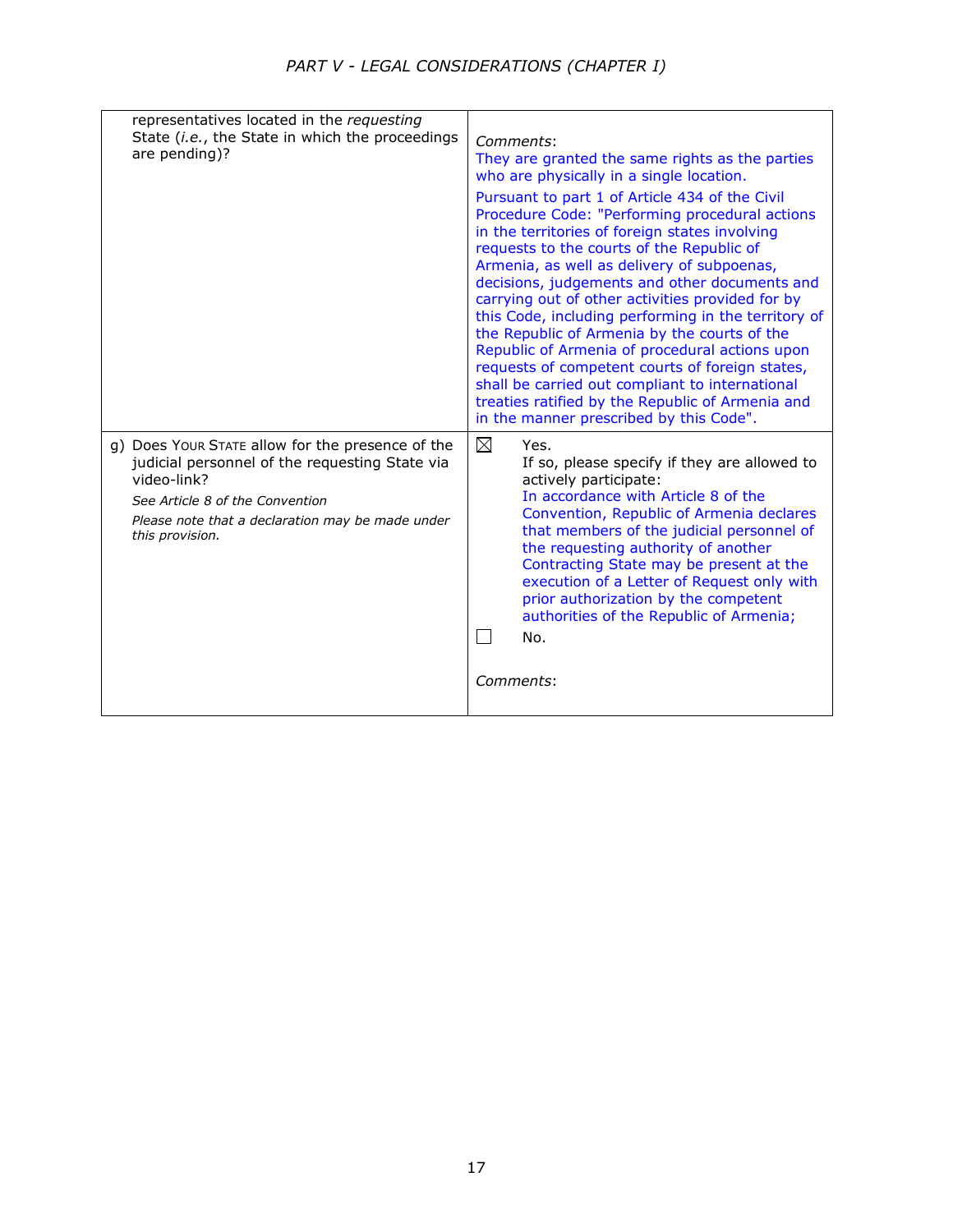| | |
|---|---|
| representatives located in the *requesting* State (*i.e.*, the State in which the proceedings are pending)? | *Comments*:<br>They are granted the same rights as the parties who are physically in a single location.<br>Pursuant to part 1 of Article 434 of the Civil Procedure Code: "Performing procedural actions in the territories of foreign states involving requests to the courts of the Republic of Armenia, as well as delivery of subpoenas, decisions, judgements and other documents and carrying out of other activities provided for by this Code, including performing in the territory of the Republic of Armenia by the courts of the Republic of Armenia of procedural actions upon requests of competent courts of foreign states, shall be carried out compliant to international treaties ratified by the Republic of Armenia and in the manner prescribed by this Code". |
| g) Does YOUR STATE allow for the presence of the judicial personnel of the requesting State via video-link?<br>*See Article 8 of the Convention*<br>*Please note that a declaration may be made under this provision.* | ☒ Yes.<br>If so, please specify if they are allowed to actively participate:<br>In accordance with Article 8 of the Convention, Republic of Armenia declares that members of the judicial personnel of the requesting authority of another Contracting State may be present at the execution of a Letter of Request only with prior authorization by the competent authorities of the Republic of Armenia;<br>☐ No.<br>*Comments*: |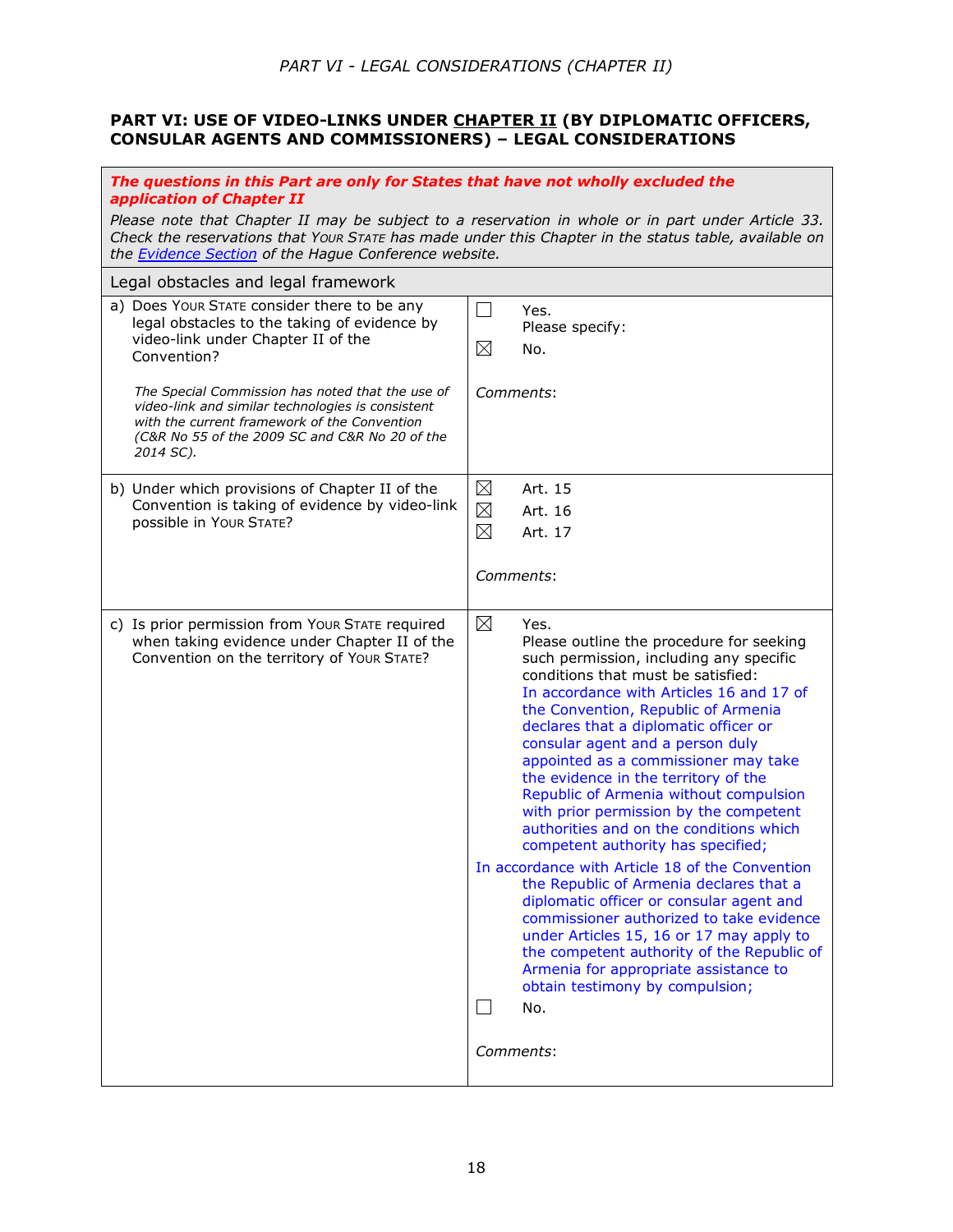## PART VI: USE OF VIDEO-LINKS UNDER CHAPTER II (BY DIPLOMATIC OFFICERS, CONSULAR AGENTS AND COMMISSIONERS) – LEGAL CONSIDERATIONS

| ***The questions in this Part are only for States that have not wholly excluded the application of Chapter II*** *Please note that Chapter II may be subject to a reservation in whole or in part under Article 33. Check the reservations that YOUR STATE has made under this Chapter in the status table, available on the [Evidence Section](#) of the Hague Conference website.* | |
|---|---|
| Legal obstacles and legal framework | |
| a) Does YOUR STATE consider there to be any legal obstacles to the taking of evidence by video-link under Chapter II of the Convention? *The Special Commission has noted that the use of video-link and similar technologies is consistent with the current framework of the Convention (C&R No 55 of the 2009 SC and C&R No 20 of the 2014 SC).* | ☐ Yes. Please specify: ☒ No. *Comments*: |
| b) Under which provisions of Chapter II of the Convention is taking of evidence by video-link possible in YOUR STATE? | ☒ Art. 15 ☒ Art. 16 ☒ Art. 17 *Comments*: |
| c) Is prior permission from YOUR STATE required when taking evidence under Chapter II of the Convention on the territory of YOUR STATE? | ☒ Yes. Please outline the procedure for seeking such permission, including any specific conditions that must be satisfied: In accordance with Articles 16 and 17 of the Convention, Republic of Armenia declares that a diplomatic officer or consular agent and a person duly appointed as a commissioner may take the evidence in the territory of the Republic of Armenia without compulsion with prior permission by the competent authorities and on the conditions which competent authority has specified; In accordance with Article 18 of the Convention the Republic of Armenia declares that a diplomatic officer or consular agent and commissioner authorized to take evidence under Articles 15, 16 or 17 may apply to the competent authority of the Republic of Armenia for appropriate assistance to obtain testimony by compulsion; ☐ No. *Comments*: |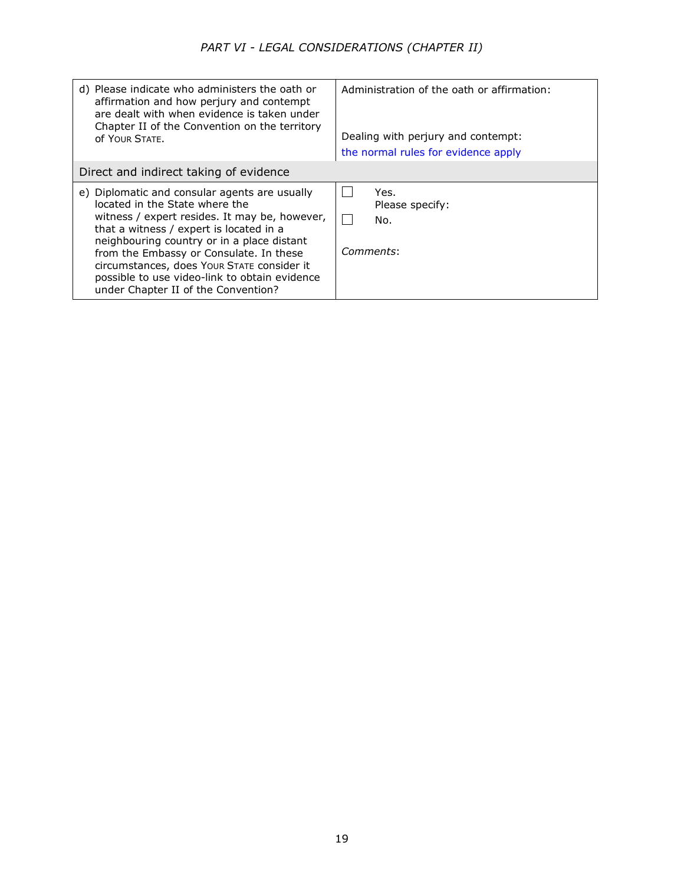| | |
|---|---|
| d) Please indicate who administers the oath or affirmation and how perjury and contempt are dealt with when evidence is taken under Chapter II of the Convention on the territory of YOUR STATE. | Administration of the oath or affirmation:<br><br>Dealing with perjury and contempt:<br>the normal rules for evidence apply |
| **Direct and indirect taking of evidence** | |
| e) Diplomatic and consular agents are usually located in the State where the witness / expert resides. It may be, however, that a witness / expert is located in a neighbouring country or in a place distant from the Embassy or Consulate. In these circumstances, does YOUR STATE consider it possible to use video-link to obtain evidence under Chapter II of the Convention? | ☐ Yes.<br>Please specify:<br>☐ No.<br><br>*Comments*: |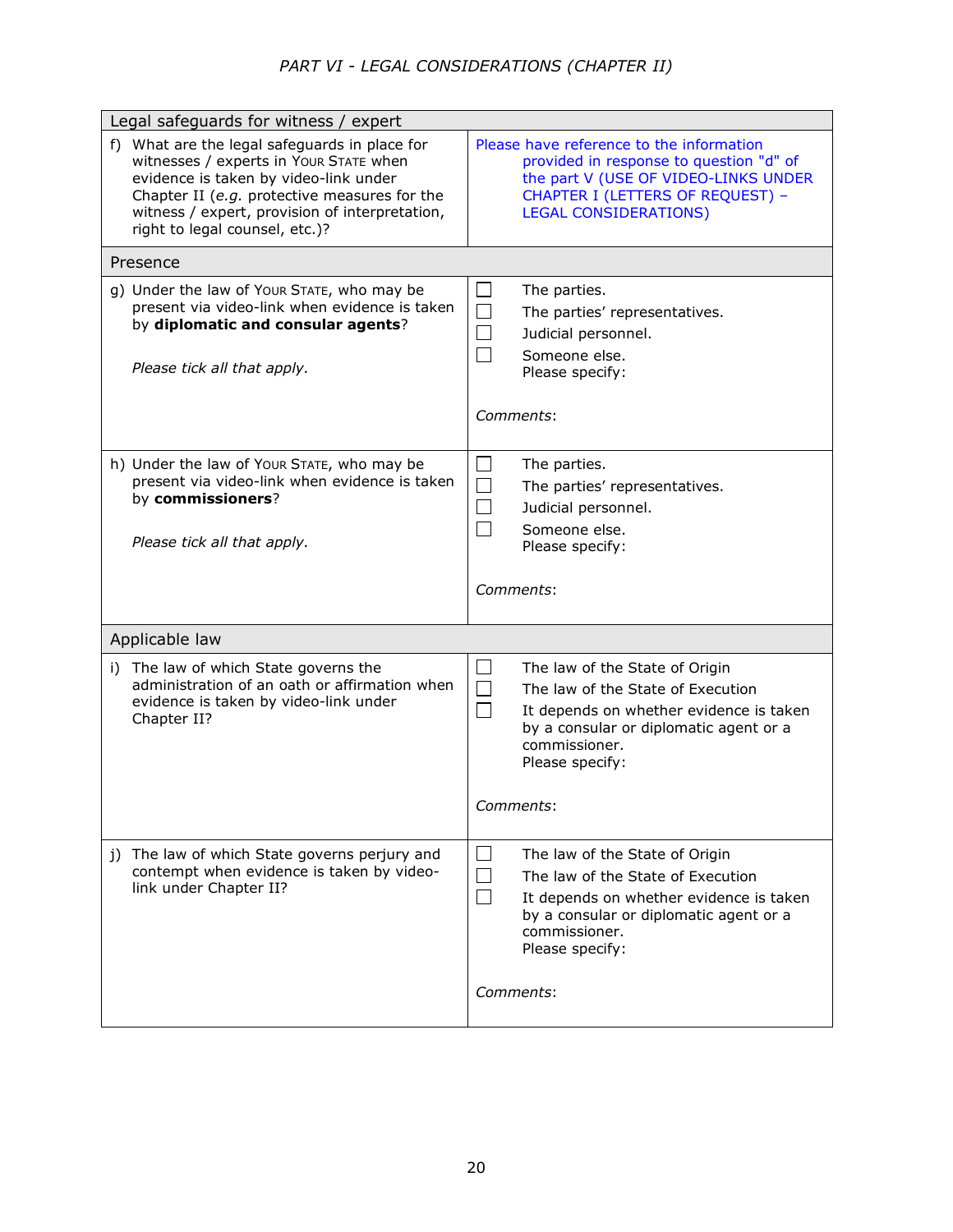*PART VI - LEGAL CONSIDERATIONS (CHAPTER II)*

| Legal safeguards for witness / expert | |
|---|---|
| f) What are the legal safeguards in place for witnesses / experts in YOUR STATE when evidence is taken by video-link under Chapter II (*e.g.* protective measures for the witness / expert, provision of interpretation, right to legal counsel, etc.)? | Please have reference to the information provided in response to question "d" of the part V (USE OF VIDEO-LINKS UNDER CHAPTER I (LETTERS OF REQUEST) – LEGAL CONSIDERATIONS) |
| **Presence** | |
| g) Under the law of YOUR STATE, who may be present via video-link when evidence is taken by **diplomatic and consular agents**?<br><br>*Please tick all that apply.* | ☐ The parties.<br>☐ The parties' representatives.<br>☐ Judicial personnel.<br>☐ Someone else. Please specify:<br><br>*Comments*: |
| h) Under the law of YOUR STATE, who may be present via video-link when evidence is taken by **commissioners**?<br><br>*Please tick all that apply.* | ☐ The parties.<br>☐ The parties' representatives.<br>☐ Judicial personnel.<br>☐ Someone else. Please specify:<br><br>*Comments*: |
| **Applicable law** | |
| i) The law of which State governs the administration of an oath or affirmation when evidence is taken by video-link under Chapter II? | ☐ The law of the State of Origin<br>☐ The law of the State of Execution<br>☐ It depends on whether evidence is taken by a consular or diplomatic agent or a commissioner. Please specify:<br><br>*Comments*: |
| j) The law of which State governs perjury and contempt when evidence is taken by video-link under Chapter II? | ☐ The law of the State of Origin<br>☐ The law of the State of Execution<br>☐ It depends on whether evidence is taken by a consular or diplomatic agent or a commissioner. Please specify:<br><br>*Comments*: |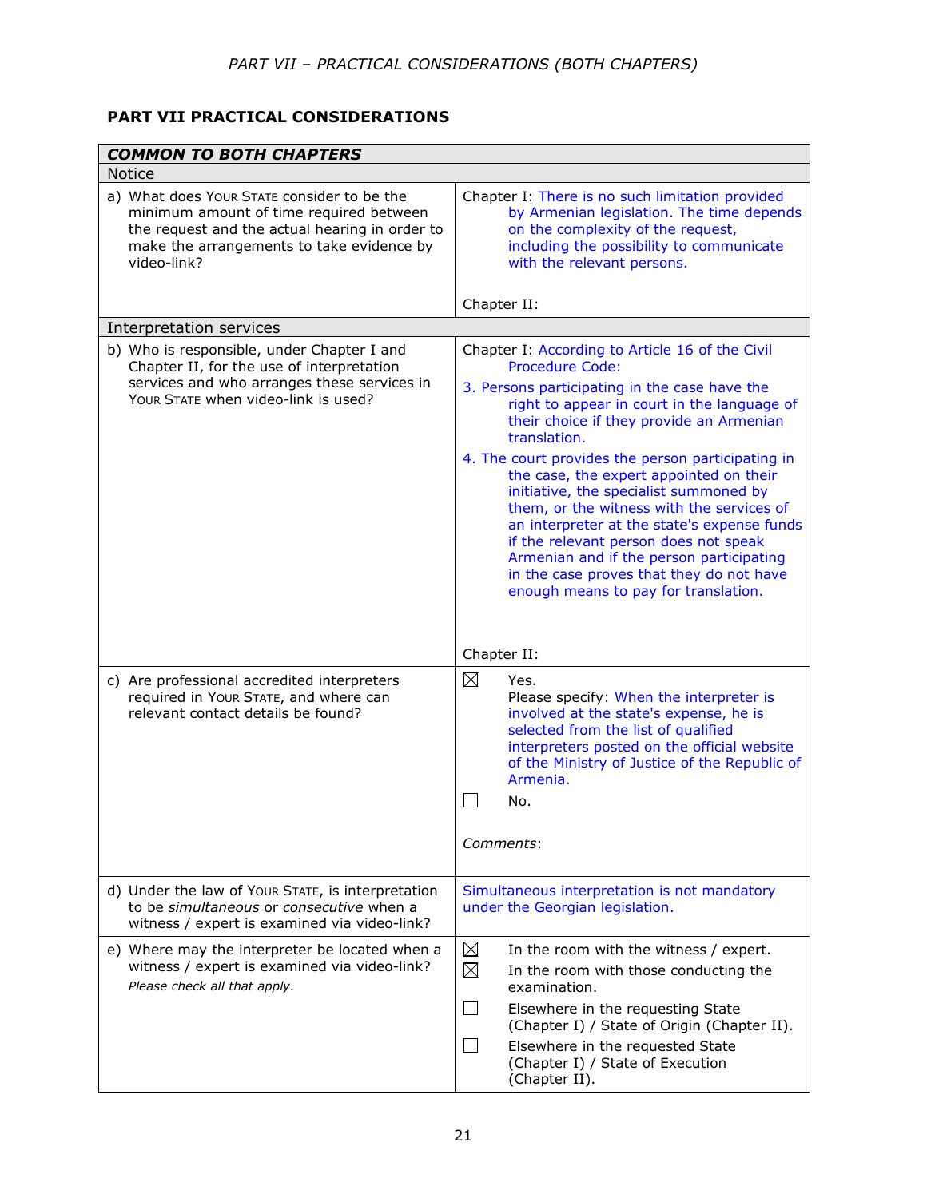## PART VII PRACTICAL CONSIDERATIONS

| COMMON TO BOTH CHAPTERS | |
|---|---|
| **Notice** | |
| a) What does YOUR STATE consider to be the minimum amount of time required between the request and the actual hearing in order to make the arrangements to take evidence by video-link? | Chapter I: There is no such limitation provided by Armenian legislation. The time depends on the complexity of the request, including the possibility to communicate with the relevant persons.<br><br>Chapter II: |
| **Interpretation services** | |
| b) Who is responsible, under Chapter I and Chapter II, for the use of interpretation services and who arranges these services in YOUR STATE when video-link is used? | Chapter I: According to Article 16 of the Civil Procedure Code:<br>3. Persons participating in the case have the right to appear in court in the language of their choice if they provide an Armenian translation.<br>4. The court provides the person participating in the case, the expert appointed on their initiative, the specialist summoned by them, or the witness with the services of an interpreter at the state's expense funds if the relevant person does not speak Armenian and if the person participating in the case proves that they do not have enough means to pay for translation.<br><br>Chapter II: |
| c) Are professional accredited interpreters required in YOUR STATE, and where can relevant contact details be found? | ☒ Yes.<br>Please specify: When the interpreter is involved at the state's expense, he is selected from the list of qualified interpreters posted on the official website of the Ministry of Justice of the Republic of Armenia.<br>☐ No.<br><br>*Comments*: |
| d) Under the law of YOUR STATE, is interpretation to be *simultaneous* or *consecutive* when a witness / expert is examined via video-link? | Simultaneous interpretation is not mandatory under the Georgian legislation. |
| e) Where may the interpreter be located when a witness / expert is examined via video-link?<br>*Please check all that apply.* | ☒ In the room with the witness / expert.<br>☒ In the room with those conducting the examination.<br>☐ Elsewhere in the requesting State (Chapter I) / State of Origin (Chapter II).<br>☐ Elsewhere in the requested State (Chapter I) / State of Execution (Chapter II). |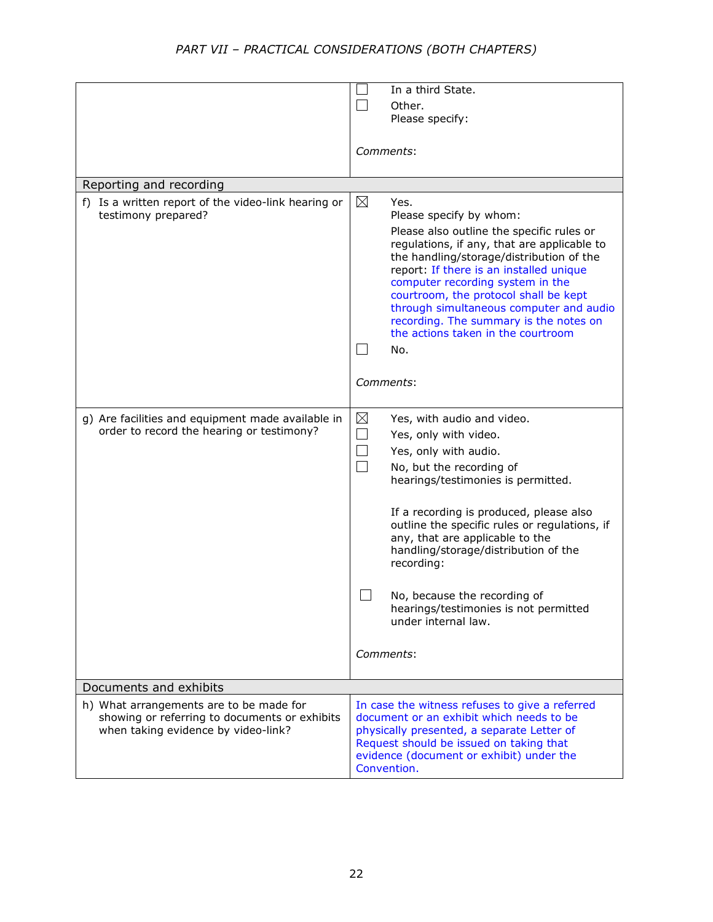| | |
|---|---|
| | ☐ In a third State.<br>☐ Other.<br>Please specify:<br><br>*Comments*: |
| Reporting and recording | |
| f) Is a written report of the video-link hearing or testimony prepared? | ☒ Yes.<br>Please specify by whom:<br>Please also outline the specific rules or regulations, if any, that are applicable to the handling/storage/distribution of the report: If there is an installed unique computer recording system in the courtroom, the protocol shall be kept through simultaneous computer and audio recording. The summary is the notes on the actions taken in the courtroom<br>☐ No.<br><br>*Comments*: |
| g) Are facilities and equipment made available in order to record the hearing or testimony? | ☒ Yes, with audio and video.<br>☐ Yes, only with video.<br>☐ Yes, only with audio.<br>☐ No, but the recording of hearings/testimonies is permitted.<br><br>If a recording is produced, please also outline the specific rules or regulations, if any, that are applicable to the handling/storage/distribution of the recording:<br><br>☐ No, because the recording of hearings/testimonies is not permitted under internal law.<br><br>*Comments*: |
| Documents and exhibits | |
| h) What arrangements are to be made for showing or referring to documents or exhibits when taking evidence by video-link? | In case the witness refuses to give a referred document or an exhibit which needs to be physically presented, a separate Letter of Request should be issued on taking that evidence (document or exhibit) under the Convention. |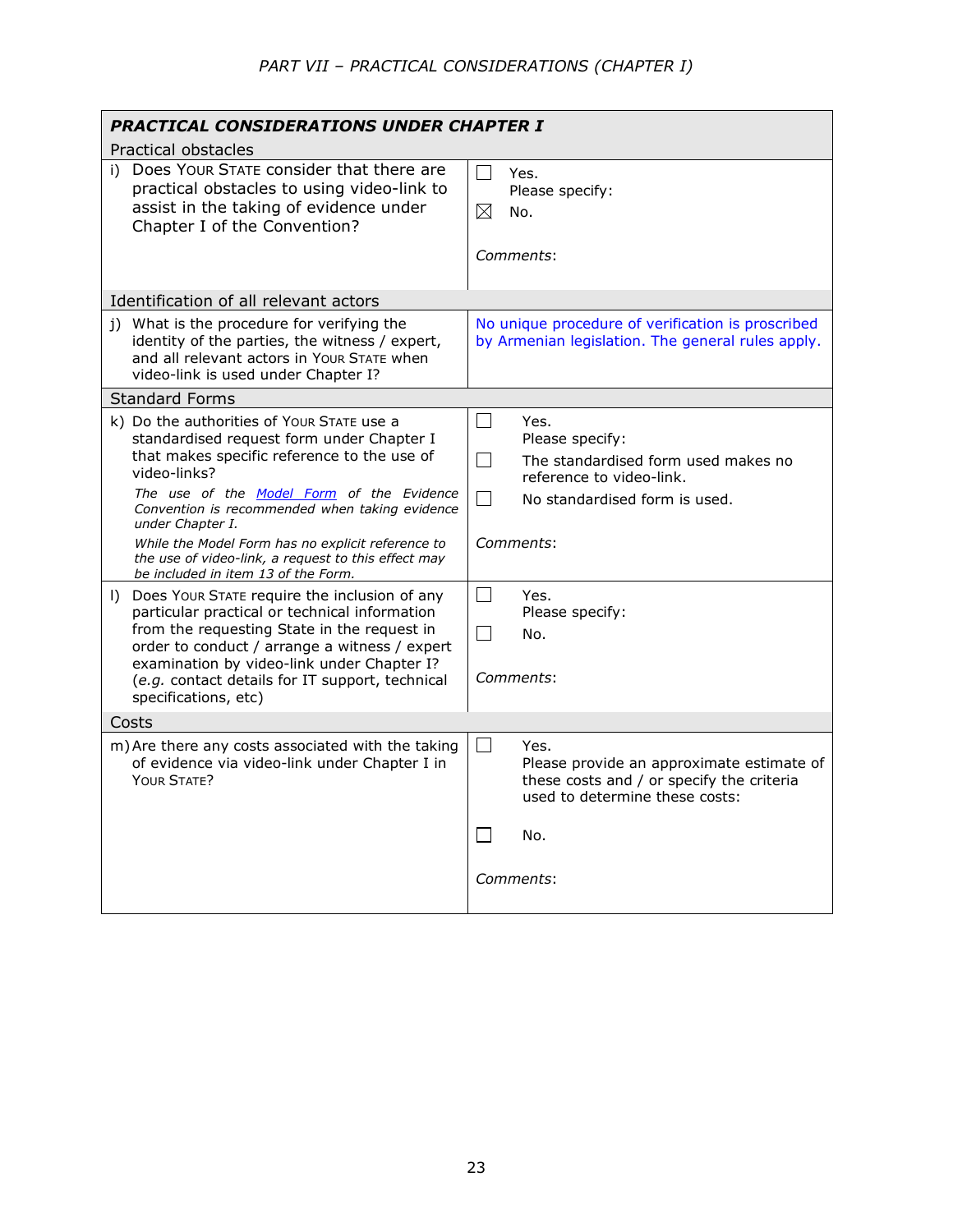*PART VII – PRACTICAL CONSIDERATIONS (CHAPTER I)*

| ***PRACTICAL CONSIDERATIONS UNDER CHAPTER I*** | |
|---|---|
| Practical obstacles | |
| i) Does YOUR STATE consider that there are practical obstacles to using video-link to assist in the taking of evidence under Chapter I of the Convention? | ☐ Yes. Please specify:<br>☒ No.<br><br>*Comments*: |
| Identification of all relevant actors | |
| j) What is the procedure for verifying the identity of the parties, the witness / expert, and all relevant actors in YOUR STATE when video-link is used under Chapter I? | No unique procedure of verification is proscribed by Armenian legislation. The general rules apply. |
| Standard Forms | |
| k) Do the authorities of YOUR STATE use a standardised request form under Chapter I that makes specific reference to the use of video-links?<br>*The use of the [Model Form]() of the Evidence Convention is recommended when taking evidence under Chapter I.*<br>*While the Model Form has no explicit reference to the use of video-link, a request to this effect may be included in item 13 of the Form.* | ☐ Yes. Please specify:<br>☐ The standardised form used makes no reference to video-link.<br>☐ No standardised form is used.<br><br>*Comments*: |
| l) Does YOUR STATE require the inclusion of any particular practical or technical information from the requesting State in the request in order to conduct / arrange a witness / expert examination by video-link under Chapter I? (*e.g.* contact details for IT support, technical specifications, etc) | ☐ Yes. Please specify:<br>☐ No.<br><br>*Comments*: |
| Costs | |
| m) Are there any costs associated with the taking of evidence via video-link under Chapter I in YOUR STATE? | ☐ Yes. Please provide an approximate estimate of these costs and / or specify the criteria used to determine these costs:<br><br>☐ No.<br><br>*Comments*: |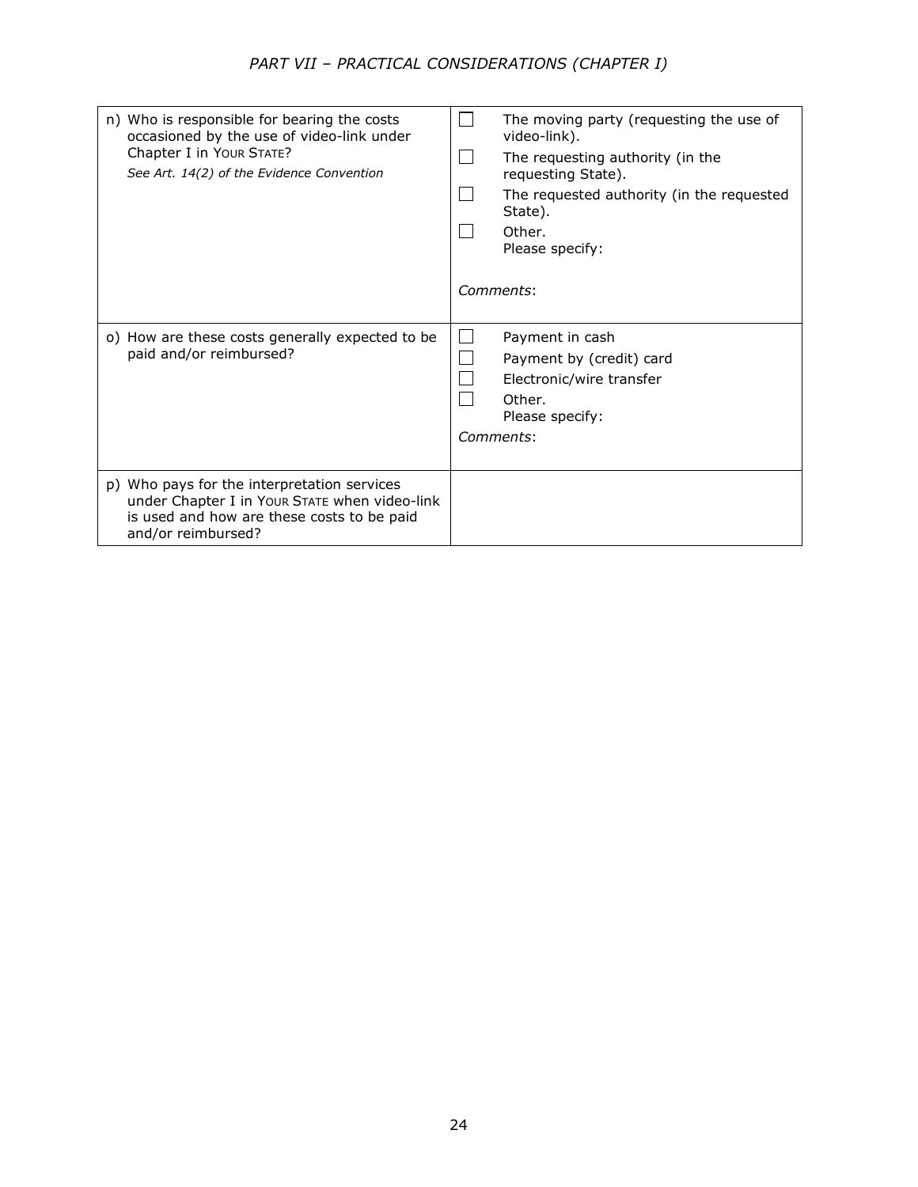| n) Who is responsible for bearing the costs occasioned by the use of video-link under Chapter I in YOUR STATE?<br>*See Art. 14(2) of the Evidence Convention* | ☐ The moving party (requesting the use of video-link).<br>☐ The requesting authority (in the requesting State).<br>☐ The requested authority (in the requested State).<br>☐ Other.<br>Please specify:<br><br>*Comments*: |
|---|---|
| o) How are these costs generally expected to be paid and/or reimbursed? | ☐ Payment in cash<br>☐ Payment by (credit) card<br>☐ Electronic/wire transfer<br>☐ Other.<br>Please specify:<br>*Comments*: |
| p) Who pays for the interpretation services under Chapter I in YOUR STATE when video-link is used and how are these costs to be paid and/or reimbursed? | |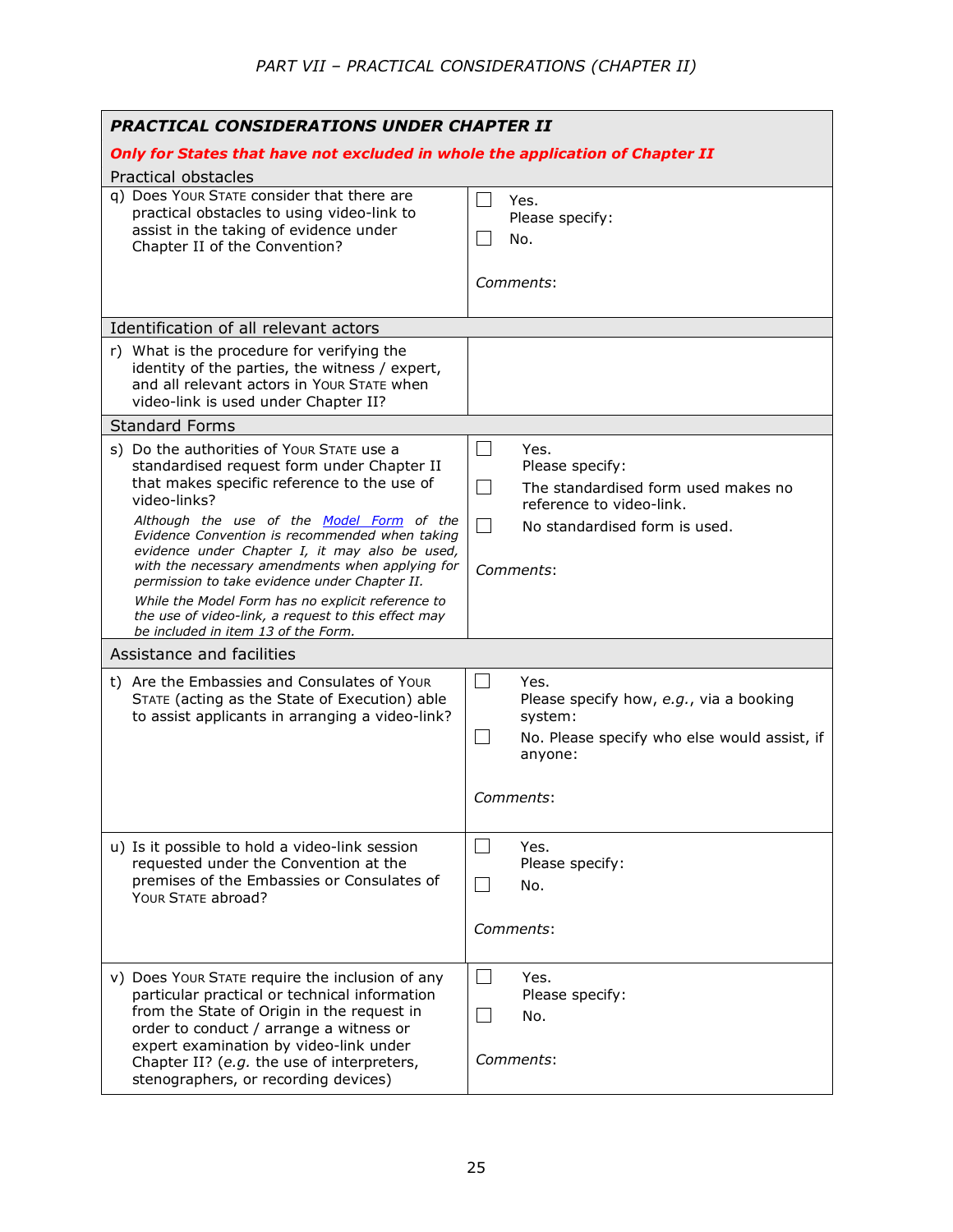| ***PRACTICAL CONSIDERATIONS UNDER CHAPTER II*** | |
|---|---|
| ***Only for States that have not excluded in whole the application of Chapter II*** | |
| Practical obstacles | |
| q) Does YOUR STATE consider that there are practical obstacles to using video-link to assist in the taking of evidence under Chapter II of the Convention? | ☐ Yes. Please specify: <br> ☐ No. <br><br> *Comments*: |
| Identification of all relevant actors | |
| r) What is the procedure for verifying the identity of the parties, the witness / expert, and all relevant actors in YOUR STATE when video-link is used under Chapter II? | |
| Standard Forms | |
| s) Do the authorities of YOUR STATE use a standardised request form under Chapter II that makes specific reference to the use of video-links? <br><br> *Although the use of the [Model Form](#) of the Evidence Convention is recommended when taking evidence under Chapter I, it may also be used, with the necessary amendments when applying for permission to take evidence under Chapter II.* <br><br> *While the Model Form has no explicit reference to the use of video-link, a request to this effect may be included in item 13 of the Form.* | ☐ Yes. Please specify: <br> ☐ The standardised form used makes no reference to video-link. <br> ☐ No standardised form is used. <br><br> *Comments*: |
| Assistance and facilities | |
| t) Are the Embassies and Consulates of YOUR STATE (acting as the State of Execution) able to assist applicants in arranging a video-link? | ☐ Yes. Please specify how, *e.g.*, via a booking system: <br> ☐ No. Please specify who else would assist, if anyone: <br><br> *Comments*: |
| u) Is it possible to hold a video-link session requested under the Convention at the premises of the Embassies or Consulates of YOUR STATE abroad? | ☐ Yes. Please specify: <br> ☐ No. <br><br> *Comments*: |
| v) Does YOUR STATE require the inclusion of any particular practical or technical information from the State of Origin in the request in order to conduct / arrange a witness or expert examination by video-link under Chapter II? (*e.g.* the use of interpreters, stenographers, or recording devices) | ☐ Yes. Please specify: <br> ☐ No. <br><br> *Comments*: |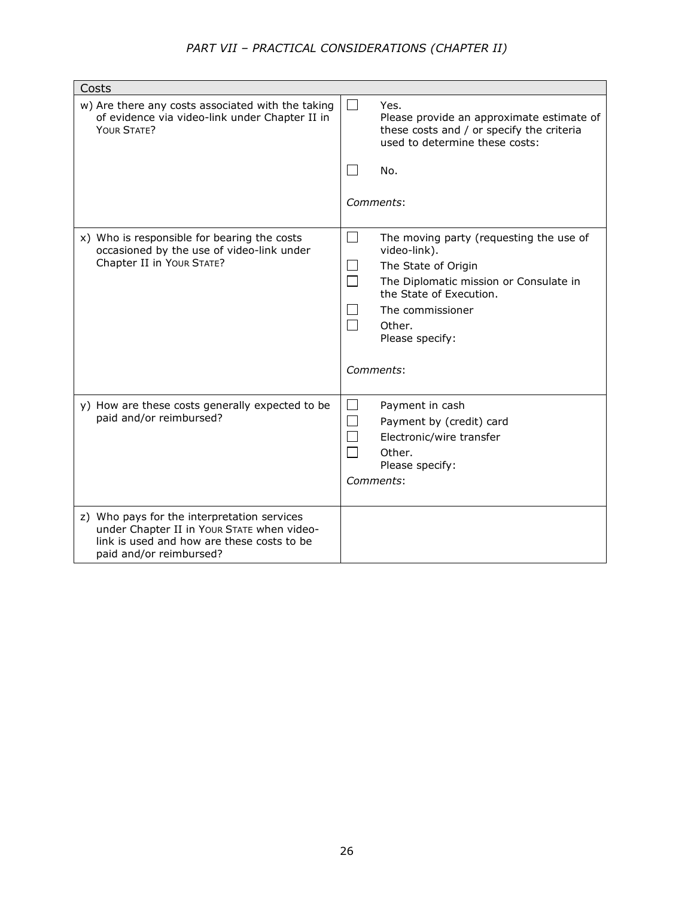*PART VII – PRACTICAL CONSIDERATIONS (CHAPTER II)*

| Costs | |
|---|---|
| w) Are there any costs associated with the taking of evidence via video-link under Chapter II in YOUR STATE? | ☐ Yes.<br>Please provide an approximate estimate of these costs and / or specify the criteria used to determine these costs:<br><br>☐ No.<br><br>*Comments*: |
| x) Who is responsible for bearing the costs occasioned by the use of video-link under Chapter II in YOUR STATE? | ☐ The moving party (requesting the use of video-link).<br>☐ The State of Origin<br>☐ The Diplomatic mission or Consulate in the State of Execution.<br>☐ The commissioner<br>☐ Other.<br>Please specify:<br><br>*Comments*: |
| y) How are these costs generally expected to be paid and/or reimbursed? | ☐ Payment in cash<br>☐ Payment by (credit) card<br>☐ Electronic/wire transfer<br>☐ Other.<br>Please specify:<br>*Comments*: |
| z) Who pays for the interpretation services under Chapter II in YOUR STATE when video-link is used and how are these costs to be paid and/or reimbursed? | |